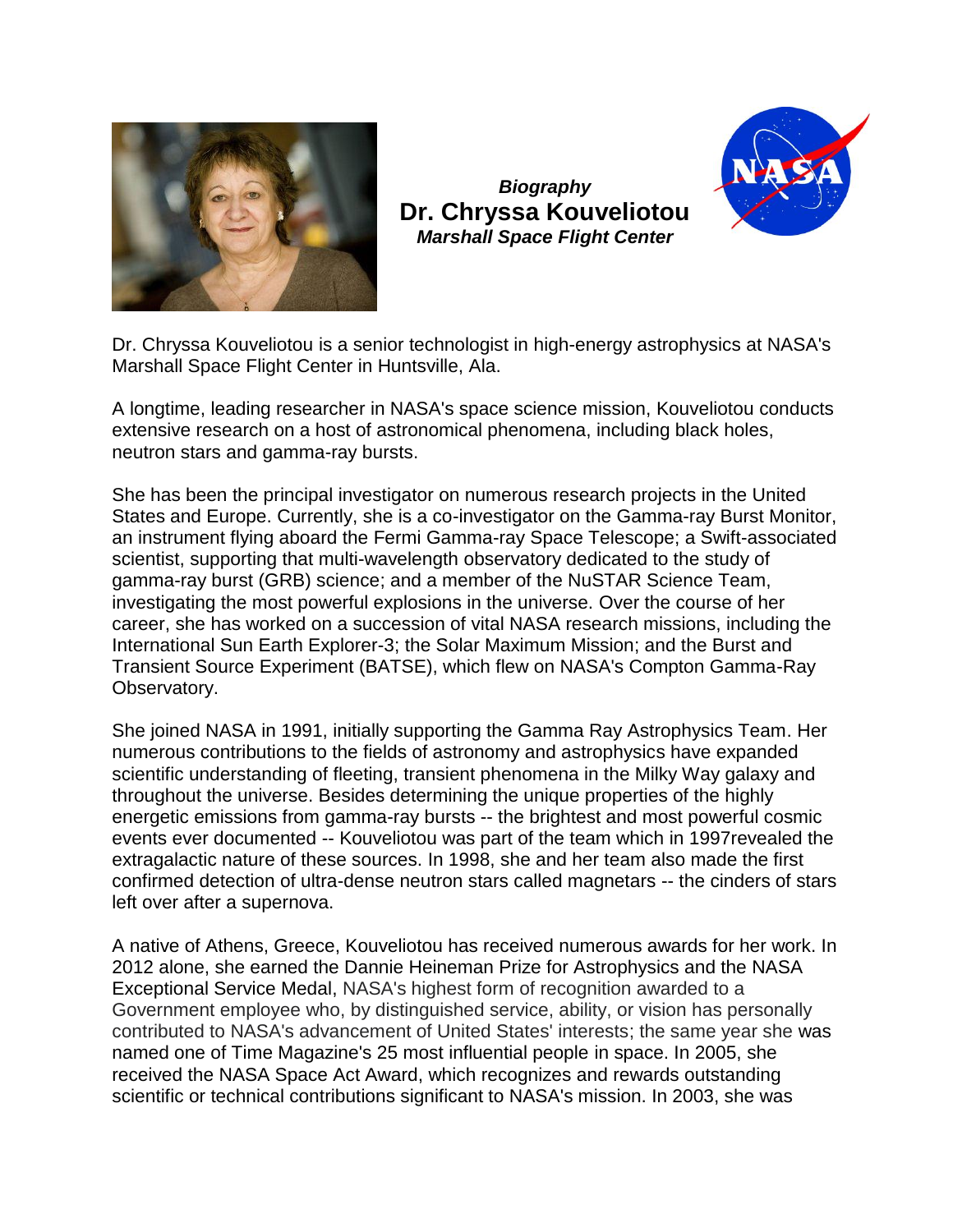*Biography*

# Dr. Chryssa Kouveliotou

***Marshall Space Flight Center***

Dr. Chryssa Kouveliotou is a senior technologist in high-energy astrophysics at NASA's Marshall Space Flight Center in Huntsville, Ala.

A longtime, leading researcher in NASA's space science mission, Kouveliotou conducts extensive research on a host of astronomical phenomena, including black holes, neutron stars and gamma-ray bursts.

She has been the principal investigator on numerous research projects in the United States and Europe. Currently, she is a co-investigator on the Gamma-ray Burst Monitor, an instrument flying aboard the Fermi Gamma-ray Space Telescope; a Swift-associated scientist, supporting that multi-wavelength observatory dedicated to the study of gamma-ray burst (GRB) science; and a member of the NuSTAR Science Team, investigating the most powerful explosions in the universe. Over the course of her career, she has worked on a succession of vital NASA research missions, including the International Sun Earth Explorer-3; the Solar Maximum Mission; and the Burst and Transient Source Experiment (BATSE), which flew on NASA's Compton Gamma-Ray Observatory.

She joined NASA in 1991, initially supporting the Gamma Ray Astrophysics Team. Her numerous contributions to the fields of astronomy and astrophysics have expanded scientific understanding of fleeting, transient phenomena in the Milky Way galaxy and throughout the universe. Besides determining the unique properties of the highly energetic emissions from gamma-ray bursts -- the brightest and most powerful cosmic events ever documented -- Kouveliotou was part of the team which in 1997revealed the extragalactic nature of these sources. In 1998, she and her team also made the first confirmed detection of ultra-dense neutron stars called magnetars -- the cinders of stars left over after a supernova.

A native of Athens, Greece, Kouveliotou has received numerous awards for her work. In 2012 alone, she earned the Dannie Heineman Prize for Astrophysics and the NASA Exceptional Service Medal, NASA's highest form of recognition awarded to a Government employee who, by distinguished service, ability, or vision has personally contributed to NASA's advancement of United States' interests; the same year she was named one of Time Magazine's 25 most influential people in space. In 2005, she received the NASA Space Act Award, which recognizes and rewards outstanding scientific or technical contributions significant to NASA's mission. In 2003, she was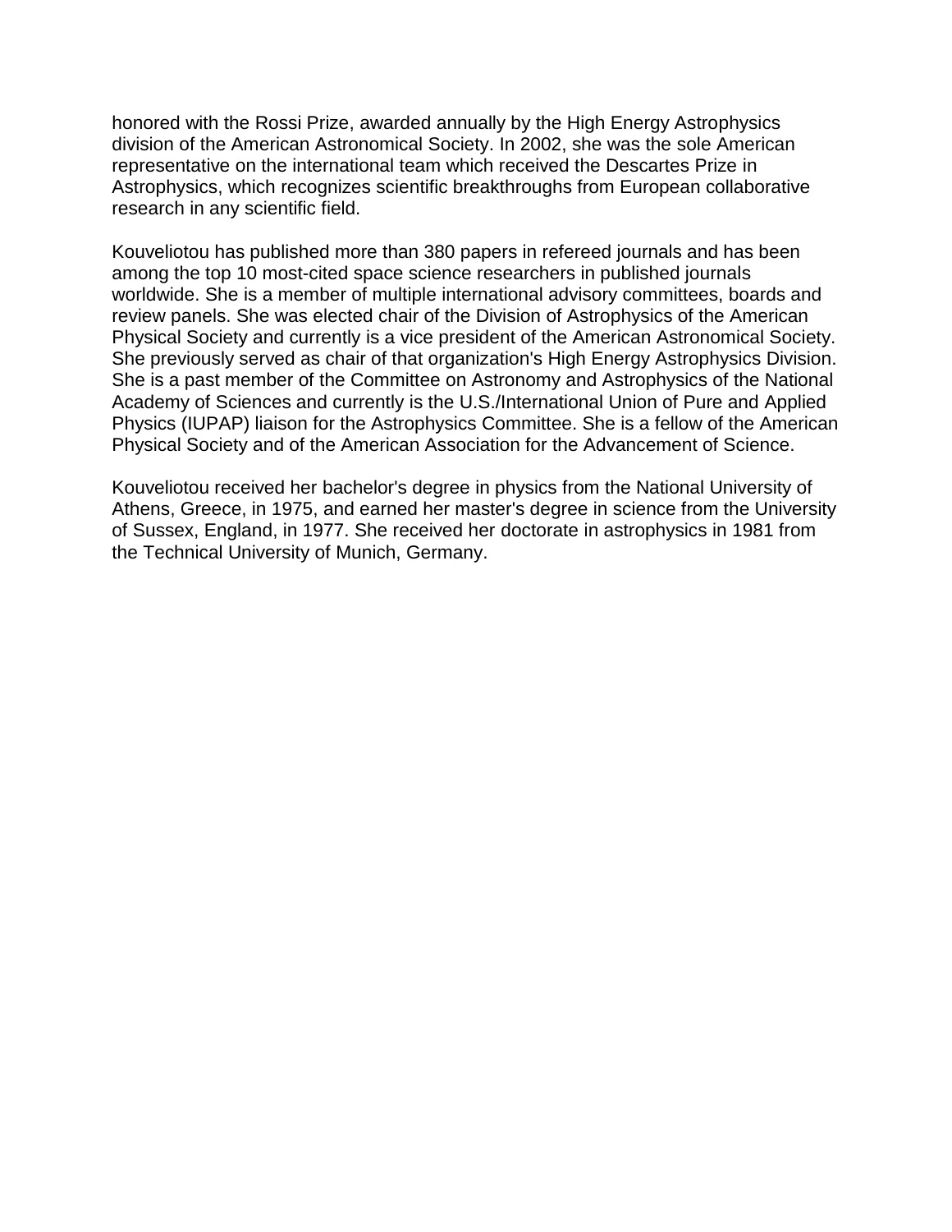honored with the Rossi Prize, awarded annually by the High Energy Astrophysics division of the American Astronomical Society. In 2002, she was the sole American representative on the international team which received the Descartes Prize in Astrophysics, which recognizes scientific breakthroughs from European collaborative research in any scientific field.

Kouveliotou has published more than 380 papers in refereed journals and has been among the top 10 most-cited space science researchers in published journals worldwide. She is a member of multiple international advisory committees, boards and review panels. She was elected chair of the Division of Astrophysics of the American Physical Society and currently is a vice president of the American Astronomical Society. She previously served as chair of that organization's High Energy Astrophysics Division. She is a past member of the Committee on Astronomy and Astrophysics of the National Academy of Sciences and currently is the U.S./International Union of Pure and Applied Physics (IUPAP) liaison for the Astrophysics Committee. She is a fellow of the American Physical Society and of the American Association for the Advancement of Science.

Kouveliotou received her bachelor's degree in physics from the National University of Athens, Greece, in 1975, and earned her master's degree in science from the University of Sussex, England, in 1977. She received her doctorate in astrophysics in 1981 from the Technical University of Munich, Germany.